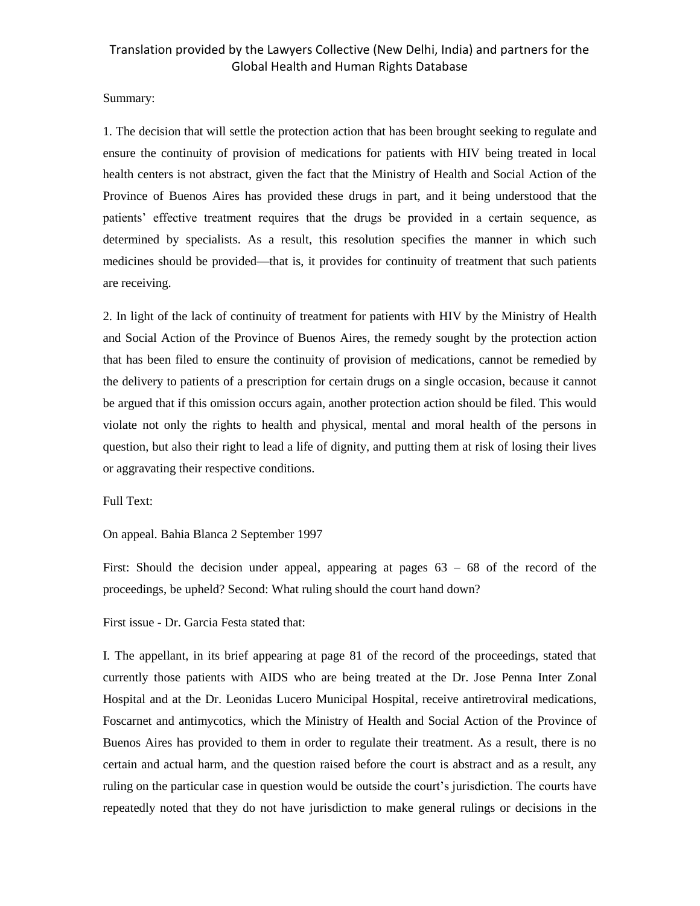Translation provided by the Lawyers Collective (New Delhi, India) and partners for the Global Health and Human Rights Database

Summary:

1. The decision that will settle the protection action that has been brought seeking to regulate and ensure the continuity of provision of medications for patients with HIV being treated in local health centers is not abstract, given the fact that the Ministry of Health and Social Action of the Province of Buenos Aires has provided these drugs in part, and it being understood that the patients' effective treatment requires that the drugs be provided in a certain sequence, as determined by specialists. As a result, this resolution specifies the manner in which such medicines should be provided—that is, it provides for continuity of treatment that such patients are receiving.

2. In light of the lack of continuity of treatment for patients with HIV by the Ministry of Health and Social Action of the Province of Buenos Aires, the remedy sought by the protection action that has been filed to ensure the continuity of provision of medications, cannot be remedied by the delivery to patients of a prescription for certain drugs on a single occasion, because it cannot be argued that if this omission occurs again, another protection action should be filed. This would violate not only the rights to health and physical, mental and moral health of the persons in question, but also their right to lead a life of dignity, and putting them at risk of losing their lives or aggravating their respective conditions.

Full Text:

On appeal. Bahia Blanca 2 September 1997

First: Should the decision under appeal, appearing at pages 63 – 68 of the record of the proceedings, be upheld? Second: What ruling should the court hand down?

First issue - Dr. Garcia Festa stated that:

I. The appellant, in its brief appearing at page 81 of the record of the proceedings, stated that currently those patients with AIDS who are being treated at the Dr. Jose Penna Inter Zonal Hospital and at the Dr. Leonidas Lucero Municipal Hospital, receive antiretroviral medications, Foscarnet and antimycotics, which the Ministry of Health and Social Action of the Province of Buenos Aires has provided to them in order to regulate their treatment. As a result, there is no certain and actual harm, and the question raised before the court is abstract and as a result, any ruling on the particular case in question would be outside the court's jurisdiction. The courts have repeatedly noted that they do not have jurisdiction to make general rulings or decisions in the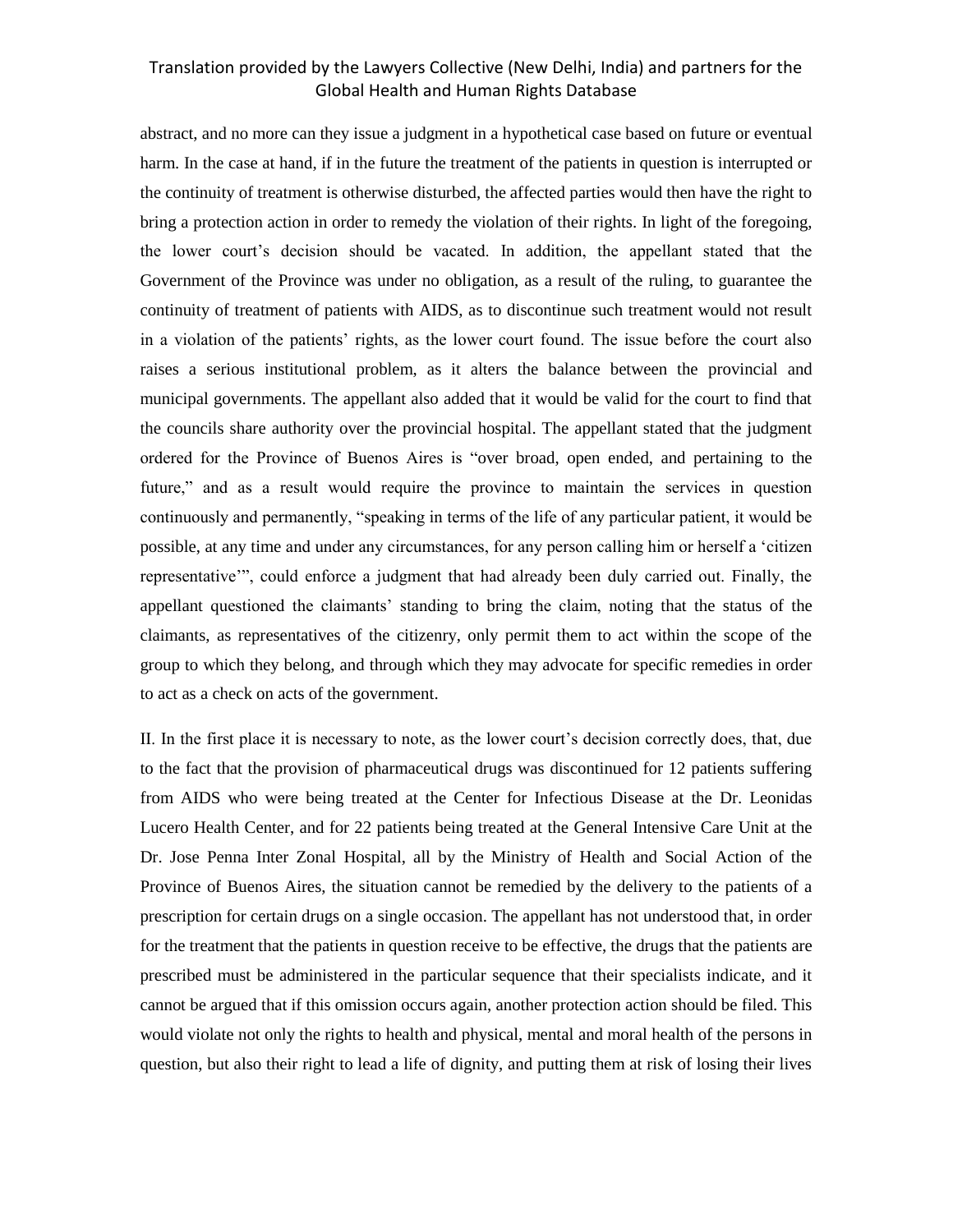abstract, and no more can they issue a judgment in a hypothetical case based on future or eventual harm. In the case at hand, if in the future the treatment of the patients in question is interrupted or the continuity of treatment is otherwise disturbed, the affected parties would then have the right to bring a protection action in order to remedy the violation of their rights. In light of the foregoing, the lower court's decision should be vacated. In addition, the appellant stated that the Government of the Province was under no obligation, as a result of the ruling, to guarantee the continuity of treatment of patients with AIDS, as to discontinue such treatment would not result in a violation of the patients' rights, as the lower court found. The issue before the court also raises a serious institutional problem, as it alters the balance between the provincial and municipal governments. The appellant also added that it would be valid for the court to find that the councils share authority over the provincial hospital. The appellant stated that the judgment ordered for the Province of Buenos Aires is "over broad, open ended, and pertaining to the future," and as a result would require the province to maintain the services in question continuously and permanently, "speaking in terms of the life of any particular patient, it would be possible, at any time and under any circumstances, for any person calling him or herself a 'citizen representative'", could enforce a judgment that had already been duly carried out. Finally, the appellant questioned the claimants' standing to bring the claim, noting that the status of the claimants, as representatives of the citizenry, only permit them to act within the scope of the group to which they belong, and through which they may advocate for specific remedies in order to act as a check on acts of the government.

II. In the first place it is necessary to note, as the lower court's decision correctly does, that, due to the fact that the provision of pharmaceutical drugs was discontinued for 12 patients suffering from AIDS who were being treated at the Center for Infectious Disease at the Dr. Leonidas Lucero Health Center, and for 22 patients being treated at the General Intensive Care Unit at the Dr. Jose Penna Inter Zonal Hospital, all by the Ministry of Health and Social Action of the Province of Buenos Aires, the situation cannot be remedied by the delivery to the patients of a prescription for certain drugs on a single occasion. The appellant has not understood that, in order for the treatment that the patients in question receive to be effective, the drugs that the patients are prescribed must be administered in the particular sequence that their specialists indicate, and it cannot be argued that if this omission occurs again, another protection action should be filed. This would violate not only the rights to health and physical, mental and moral health of the persons in question, but also their right to lead a life of dignity, and putting them at risk of losing their lives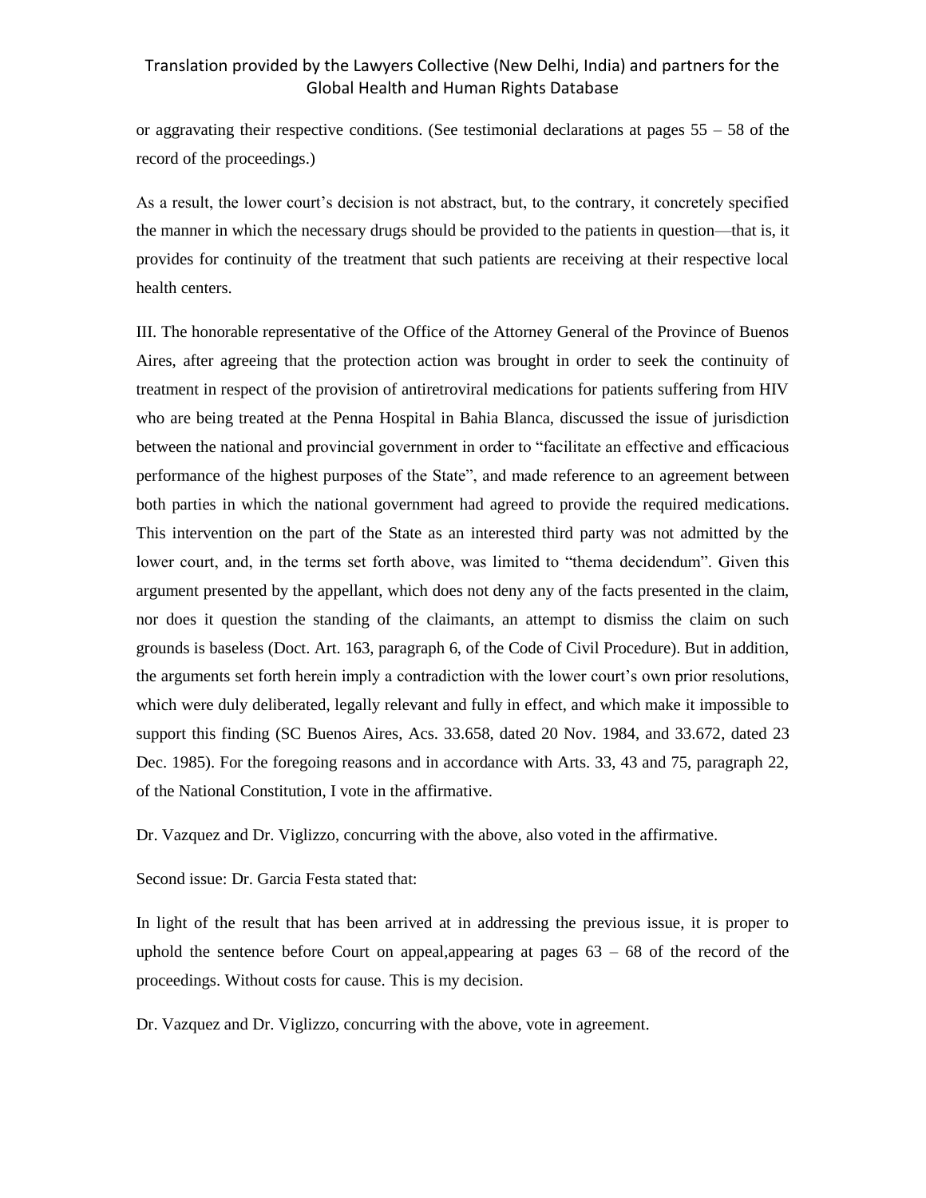or aggravating their respective conditions. (See testimonial declarations at pages 55 – 58 of the record of the proceedings.)

As a result, the lower court's decision is not abstract, but, to the contrary, it concretely specified the manner in which the necessary drugs should be provided to the patients in question—that is, it provides for continuity of the treatment that such patients are receiving at their respective local health centers.

III. The honorable representative of the Office of the Attorney General of the Province of Buenos Aires, after agreeing that the protection action was brought in order to seek the continuity of treatment in respect of the provision of antiretroviral medications for patients suffering from HIV who are being treated at the Penna Hospital in Bahia Blanca, discussed the issue of jurisdiction between the national and provincial government in order to "facilitate an effective and efficacious performance of the highest purposes of the State", and made reference to an agreement between both parties in which the national government had agreed to provide the required medications. This intervention on the part of the State as an interested third party was not admitted by the lower court, and, in the terms set forth above, was limited to "thema decidendum". Given this argument presented by the appellant, which does not deny any of the facts presented in the claim, nor does it question the standing of the claimants, an attempt to dismiss the claim on such grounds is baseless (Doct. Art. 163, paragraph 6, of the Code of Civil Procedure). But in addition, the arguments set forth herein imply a contradiction with the lower court's own prior resolutions, which were duly deliberated, legally relevant and fully in effect, and which make it impossible to support this finding (SC Buenos Aires, Acs. 33.658, dated 20 Nov. 1984, and 33.672, dated 23 Dec. 1985). For the foregoing reasons and in accordance with Arts. 33, 43 and 75, paragraph 22, of the National Constitution, I vote in the affirmative.

Dr. Vazquez and Dr. Viglizzo, concurring with the above, also voted in the affirmative.

Second issue: Dr. Garcia Festa stated that:

In light of the result that has been arrived at in addressing the previous issue, it is proper to uphold the sentence before Court on appeal,appearing at pages 63 – 68 of the record of the proceedings. Without costs for cause. This is my decision.

Dr. Vazquez and Dr. Viglizzo, concurring with the above, vote in agreement.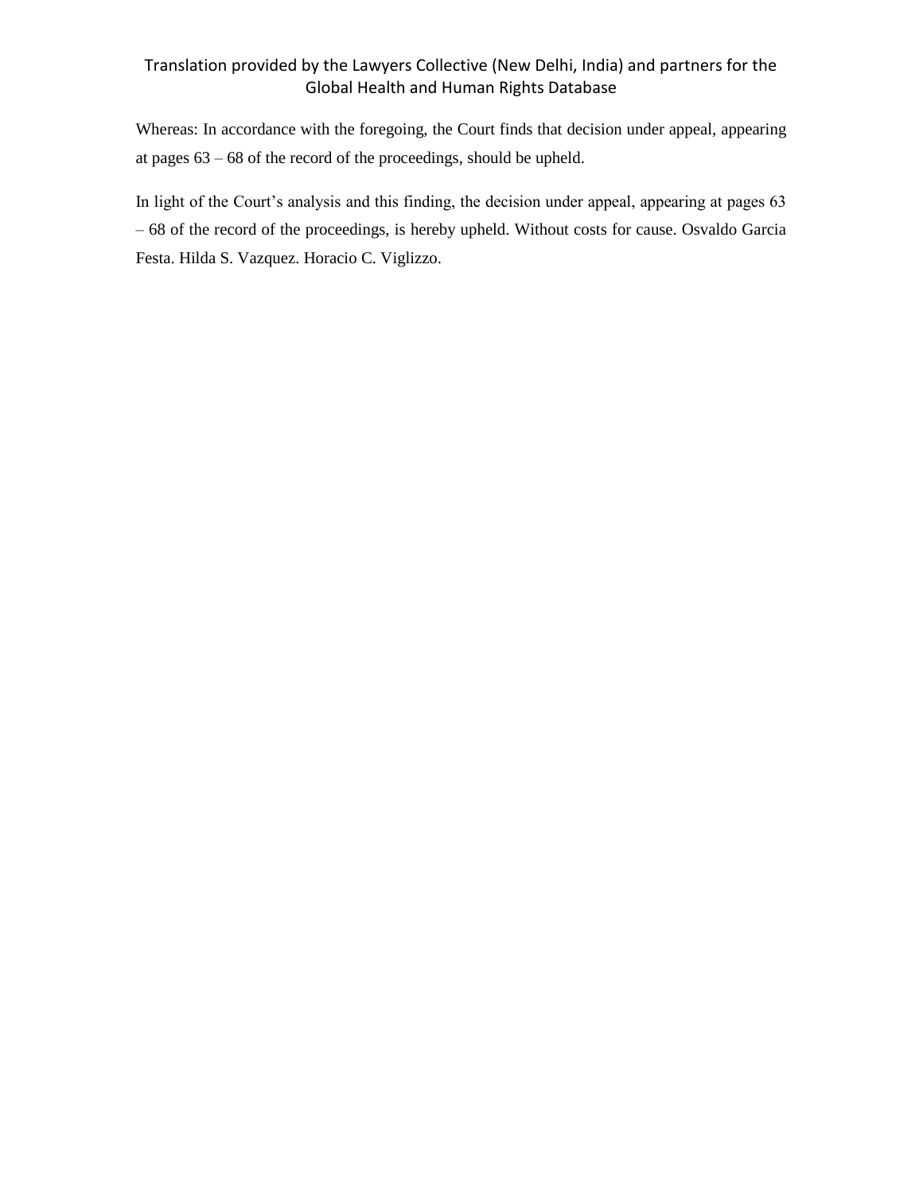Whereas: In accordance with the foregoing, the Court finds that decision under appeal, appearing at pages 63 – 68 of the record of the proceedings, should be upheld.

In light of the Court's analysis and this finding, the decision under appeal, appearing at pages 63 – 68 of the record of the proceedings, is hereby upheld. Without costs for cause. Osvaldo Garcia Festa. Hilda S. Vazquez. Horacio C. Viglizzo.